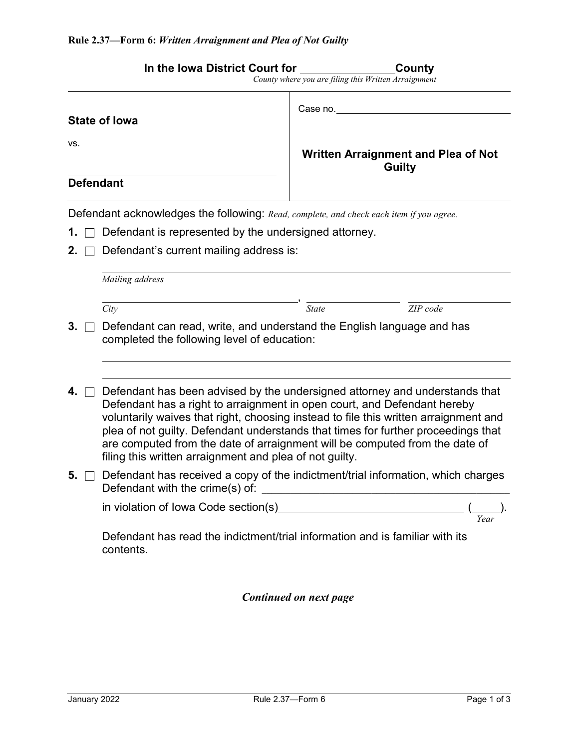**Rule 2.37—Form 6:** ***Written Arrangement and Plea of Not Guilty***

**In the Iowa District Court for _______________ County**
*County where you are filing this Written Arraignment*

| | |
|---|---|
| **State of Iowa**<br><br>vs.<br><br>_______________________________<br>**Defendant** | Case no. _______________________<br><br>**Written Arraignment and Plea of Not Guilty** |

Defendant acknowledges the following: *Read, complete, and check each item if you agree.*

**1.** ☐ Defendant is represented by the undersigned attorney.

**2.** ☐ Defendant's current mailing address is:

_______________________________________________
*Mailing address*

_______________________, _______________ _______________
*City* *State* *ZIP code*

**3.** ☐ Defendant can read, write, and understand the English language and has completed the following level of education:

_______________________________________________

_______________________________________________

**4.** ☐ Defendant has been advised by the undersigned attorney and understands that Defendant has a right to arraignment in open court, and Defendant hereby voluntarily waives that right, choosing instead to file this written arraignment and plea of not guilty. Defendant understands that times for further proceedings that are computed from the date of arraignment will be computed from the date of filing this written arraignment and plea of not guilty.

**5.** ☐ Defendant has received a copy of the indictment/trial information, which charges Defendant with the crime(s) of: _______________________________

in violation of Iowa Code section(s)_______________________ (_____).
*Year*

Defendant has read the indictment/trial information and is familiar with its contents.

***Continued on next page***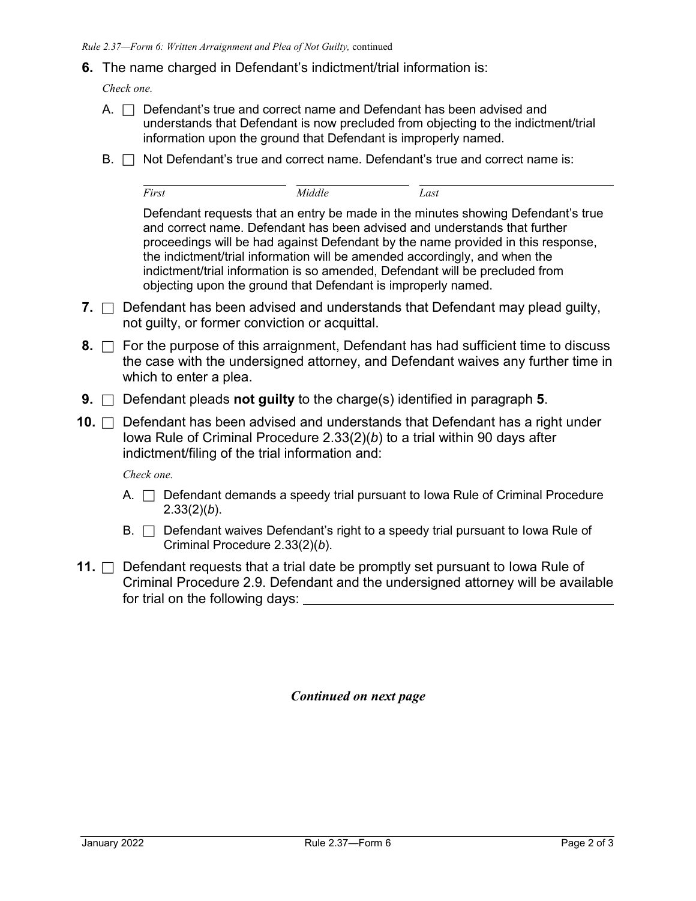**6.** The name charged in Defendant's indictment/trial information is:

*Check one.*

A. ☐ Defendant's true and correct name and Defendant has been advised and understands that Defendant is now precluded from objecting to the indictment/trial information upon the ground that Defendant is improperly named.

B. ☐ Not Defendant's true and correct name. Defendant's true and correct name is:

______________________ ______________________ ______________________
*First* *Middle* *Last*

Defendant requests that an entry be made in the minutes showing Defendant's true and correct name. Defendant has been advised and understands that further proceedings will be had against Defendant by the name provided in this response, the indictment/trial information will be amended accordingly, and when the indictment/trial information is so amended, Defendant will be precluded from objecting upon the ground that Defendant is improperly named.

**7.** ☐ Defendant has been advised and understands that Defendant may plead guilty, not guilty, or former conviction or acquittal.

**8.** ☐ For the purpose of this arraignment, Defendant has had sufficient time to discuss the case with the undersigned attorney, and Defendant waives any further time in which to enter a plea.

**9.** ☐ Defendant pleads **not guilty** to the charge(s) identified in paragraph **5**.

**10.** ☐ Defendant has been advised and understands that Defendant has a right under Iowa Rule of Criminal Procedure 2.33(2)(*b*) to a trial within 90 days after indictment/filing of the trial information and:

*Check one.*

A. ☐ Defendant demands a speedy trial pursuant to Iowa Rule of Criminal Procedure 2.33(2)(*b*).

B. ☐ Defendant waives Defendant's right to a speedy trial pursuant to Iowa Rule of Criminal Procedure 2.33(2)(*b*).

**11.** ☐ Defendant requests that a trial date be promptly set pursuant to Iowa Rule of Criminal Procedure 2.9. Defendant and the undersigned attorney will be available for trial on the following days: ______________________________

***Continued on next page***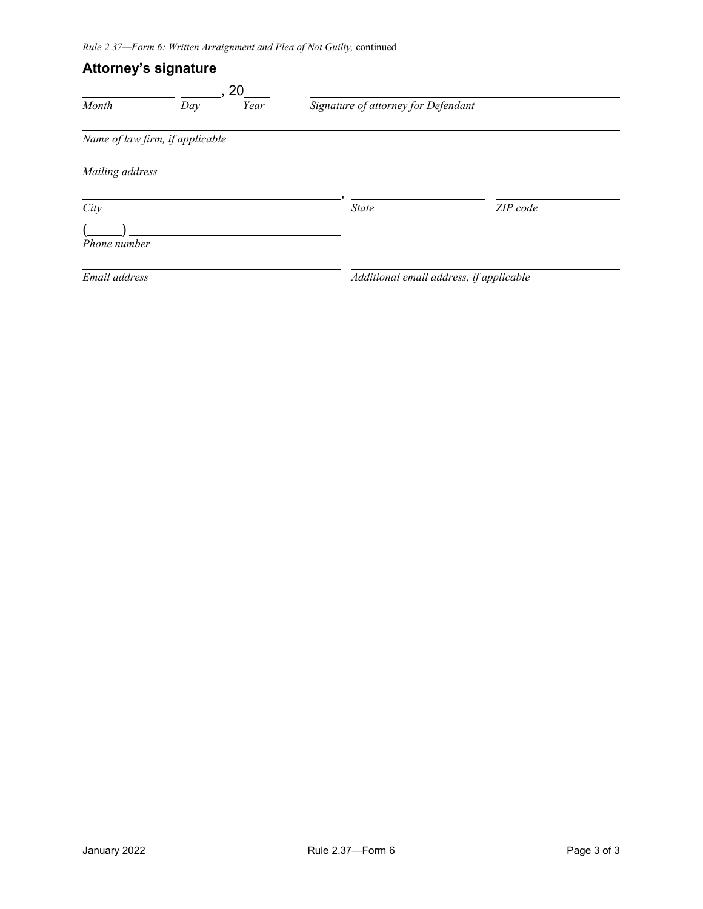## Attorney's signature

\_\_\_\_\_\_\_\_\_\_\_\_ \_\_\_\_\_\_, 20\_\_\_\_ \_\_\_\_\_\_\_\_\_\_\_\_\_\_\_\_\_\_\_\_\_\_\_\_\_\_\_\_\_\_\_\_\_\_\_\_

*Month* *Day* *Year* *Signature of attorney for Defendant*

\_\_\_\_\_\_\_\_\_\_\_\_\_\_\_\_\_\_\_\_\_\_\_\_\_\_\_\_\_\_\_\_\_\_\_\_\_\_\_\_\_\_\_\_\_\_\_\_\_\_\_\_\_\_\_\_

*Name of law firm, if applicable*

\_\_\_\_\_\_\_\_\_\_\_\_\_\_\_\_\_\_\_\_\_\_\_\_\_\_\_\_\_\_\_\_\_\_\_\_\_\_\_\_\_\_\_\_\_\_\_\_\_\_\_\_\_\_\_\_

*Mailing address*

\_\_\_\_\_\_\_\_\_\_\_\_\_\_\_\_\_\_\_\_\_\_\_\_\_\_\_\_\_\_, \_\_\_\_\_\_\_\_\_\_\_\_\_\_\_ \_\_\_\_\_\_\_\_\_\_\_\_\_\_\_

*City* *State* *ZIP code*

(\_\_\_\_\_) \_\_\_\_\_\_\_\_\_\_\_\_\_\_\_\_\_\_\_\_\_\_\_\_\_\_\_\_

*Phone number*

\_\_\_\_\_\_\_\_\_\_\_\_\_\_\_\_\_\_\_\_\_\_\_\_\_\_\_\_\_\_ \_\_\_\_\_\_\_\_\_\_\_\_\_\_\_\_\_\_\_\_\_\_\_\_\_\_\_\_\_\_

*Email address* *Additional email address, if applicable*